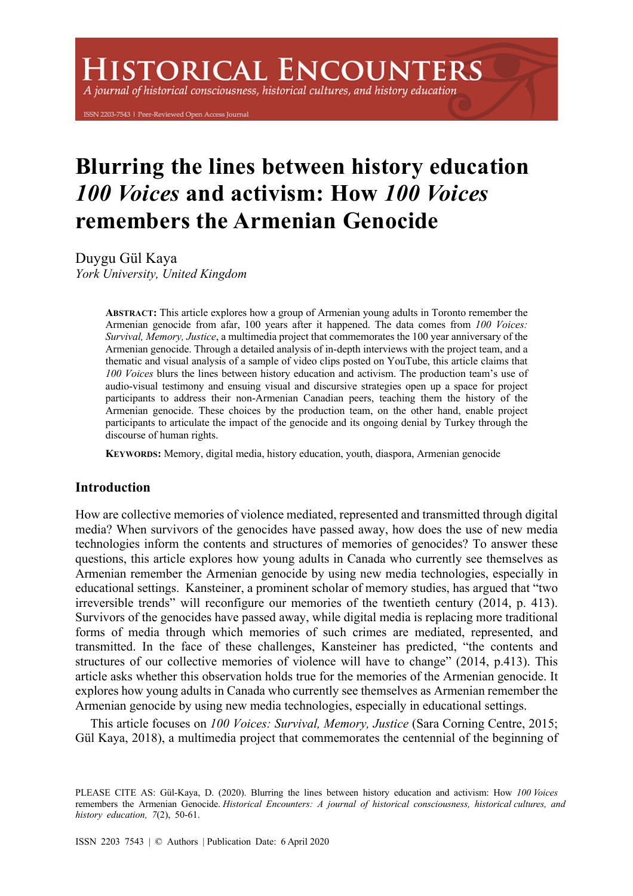# Blurring the lines between history education *100 Voices* and activism: How *100 Voices* remembers the Armenian Genocide

Duygu Gül Kaya
*York University, United Kingdom*

**ABSTRACT:** This article explores how a group of Armenian young adults in Toronto remember the Armenian genocide from afar, 100 years after it happened. The data comes from *100 Voices: Survival, Memory, Justice*, a multimedia project that commemorates the 100 year anniversary of the Armenian genocide. Through a detailed analysis of in-depth interviews with the project team, and a thematic and visual analysis of a sample of video clips posted on YouTube, this article claims that *100 Voices* blurs the lines between history education and activism. The production team's use of audio-visual testimony and ensuing visual and discursive strategies open up a space for project participants to address their non-Armenian Canadian peers, teaching them the history of the Armenian genocide. These choices by the production team, on the other hand, enable project participants to articulate the impact of the genocide and its ongoing denial by Turkey through the discourse of human rights.

**KEYWORDS:** Memory, digital media, history education, youth, diaspora, Armenian genocide

## Introduction

How are collective memories of violence mediated, represented and transmitted through digital media? When survivors of the genocides have passed away, how does the use of new media technologies inform the contents and structures of memories of genocides? To answer these questions, this article explores how young adults in Canada who currently see themselves as Armenian remember the Armenian genocide by using new media technologies, especially in educational settings. Kansteiner, a prominent scholar of memory studies, has argued that "two irreversible trends" will reconfigure our memories of the twentieth century (2014, p. 413). Survivors of the genocides have passed away, while digital media is replacing more traditional forms of media through which memories of such crimes are mediated, represented, and transmitted. In the face of these challenges, Kansteiner has predicted, "the contents and structures of our collective memories of violence will have to change" (2014, p.413). This article asks whether this observation holds true for the memories of the Armenian genocide. It explores how young adults in Canada who currently see themselves as Armenian remember the Armenian genocide by using new media technologies, especially in educational settings.

This article focuses on *100 Voices: Survival, Memory, Justice* (Sara Corning Centre, 2015; Gül Kaya, 2018), a multimedia project that commemorates the centennial of the beginning of

PLEASE CITE AS: Gül-Kaya, D. (2020). Blurring the lines between history education and activism: How *100 Voices* remembers the Armenian Genocide. *Historical Encounters: A journal of historical consciousness, historical cultures, and history education, 7*(2), 50-61.

ISSN 2203 7543 | © Authors | Publication Date: 6 April 2020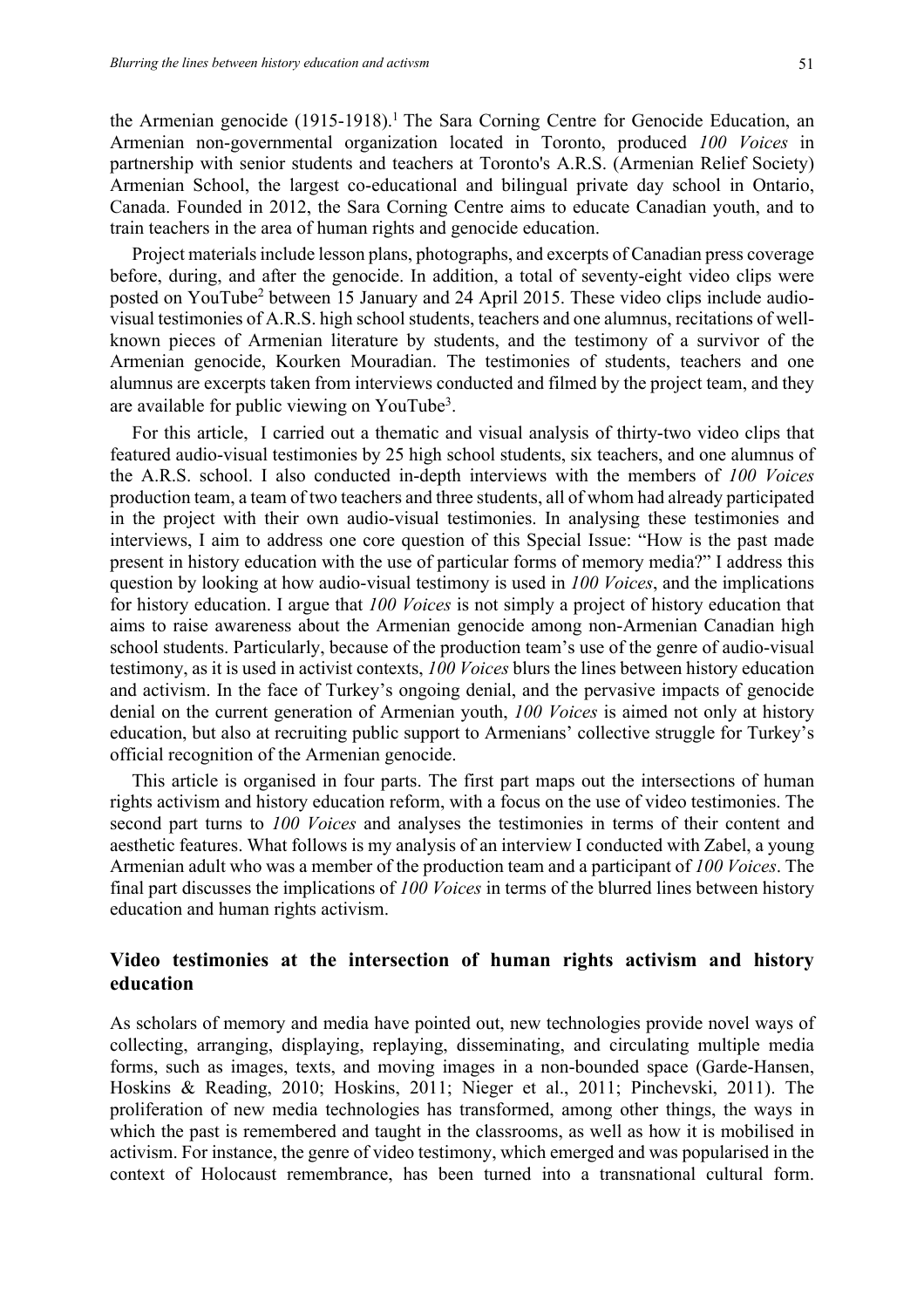the Armenian genocide (1915-1918).[1] The Sara Corning Centre for Genocide Education, an Armenian non-governmental organization located in Toronto, produced *100 Voices* in partnership with senior students and teachers at Toronto's A.R.S. (Armenian Relief Society) Armenian School, the largest co-educational and bilingual private day school in Ontario, Canada. Founded in 2012, the Sara Corning Centre aims to educate Canadian youth, and to train teachers in the area of human rights and genocide education.

Project materials include lesson plans, photographs, and excerpts of Canadian press coverage before, during, and after the genocide. In addition, a total of seventy-eight video clips were posted on YouTube[2] between 15 January and 24 April 2015. These video clips include audio-visual testimonies of A.R.S. high school students, teachers and one alumnus, recitations of well-known pieces of Armenian literature by students, and the testimony of a survivor of the Armenian genocide, Kourken Mouradian. The testimonies of students, teachers and one alumnus are excerpts taken from interviews conducted and filmed by the project team, and they are available for public viewing on YouTube[3].

For this article, I carried out a thematic and visual analysis of thirty-two video clips that featured audio-visual testimonies by 25 high school students, six teachers, and one alumnus of the A.R.S. school. I also conducted in-depth interviews with the members of *100 Voices* production team, a team of two teachers and three students, all of whom had already participated in the project with their own audio-visual testimonies. In analysing these testimonies and interviews, I aim to address one core question of this Special Issue: "How is the past made present in history education with the use of particular forms of memory media?" I address this question by looking at how audio-visual testimony is used in *100 Voices*, and the implications for history education. I argue that *100 Voices* is not simply a project of history education that aims to raise awareness about the Armenian genocide among non-Armenian Canadian high school students. Particularly, because of the production team's use of the genre of audio-visual testimony, as it is used in activist contexts, *100 Voices* blurs the lines between history education and activism. In the face of Turkey's ongoing denial, and the pervasive impacts of genocide denial on the current generation of Armenian youth, *100 Voices* is aimed not only at history education, but also at recruiting public support to Armenians' collective struggle for Turkey's official recognition of the Armenian genocide.

This article is organised in four parts. The first part maps out the intersections of human rights activism and history education reform, with a focus on the use of video testimonies. The second part turns to *100 Voices* and analyses the testimonies in terms of their content and aesthetic features. What follows is my analysis of an interview I conducted with Zabel, a young Armenian adult who was a member of the production team and a participant of *100 Voices*. The final part discusses the implications of *100 Voices* in terms of the blurred lines between history education and human rights activism.

## Video testimonies at the intersection of human rights activism and history education

As scholars of memory and media have pointed out, new technologies provide novel ways of collecting, arranging, displaying, replaying, disseminating, and circulating multiple media forms, such as images, texts, and moving images in a non-bounded space (Garde-Hansen, Hoskins & Reading, 2010; Hoskins, 2011; Nieger et al., 2011; Pinchevski, 2011). The proliferation of new media technologies has transformed, among other things, the ways in which the past is remembered and taught in the classrooms, as well as how it is mobilised in activism. For instance, the genre of video testimony, which emerged and was popularised in the context of Holocaust remembrance, has been turned into a transnational cultural form.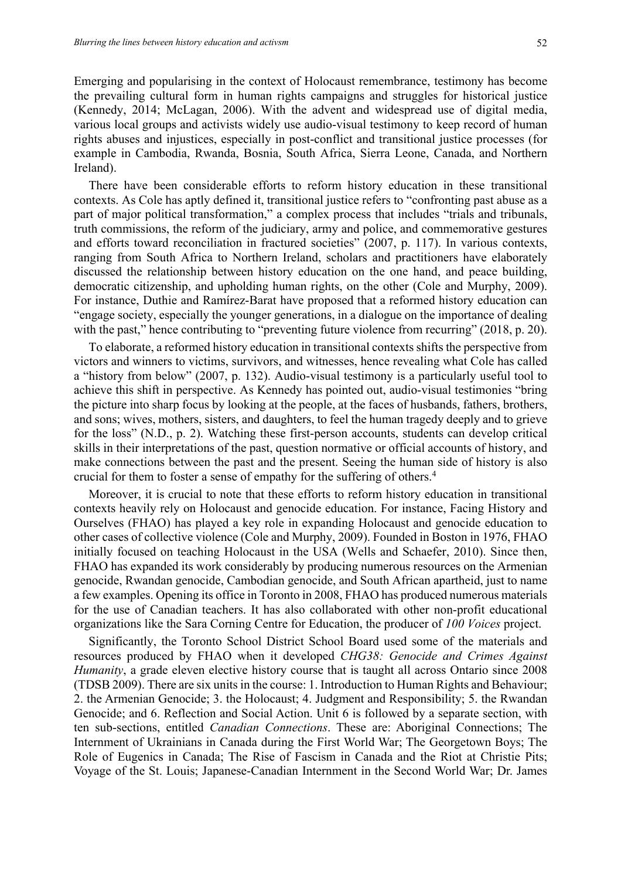Emerging and popularising in the context of Holocaust remembrance, testimony has become the prevailing cultural form in human rights campaigns and struggles for historical justice (Kennedy, 2014; McLagan, 2006). With the advent and widespread use of digital media, various local groups and activists widely use audio-visual testimony to keep record of human rights abuses and injustices, especially in post-conflict and transitional justice processes (for example in Cambodia, Rwanda, Bosnia, South Africa, Sierra Leone, Canada, and Northern Ireland).

There have been considerable efforts to reform history education in these transitional contexts. As Cole has aptly defined it, transitional justice refers to "confronting past abuse as a part of major political transformation," a complex process that includes "trials and tribunals, truth commissions, the reform of the judiciary, army and police, and commemorative gestures and efforts toward reconciliation in fractured societies" (2007, p. 117). In various contexts, ranging from South Africa to Northern Ireland, scholars and practitioners have elaborately discussed the relationship between history education on the one hand, and peace building, democratic citizenship, and upholding human rights, on the other (Cole and Murphy, 2009). For instance, Duthie and Ramírez-Barat have proposed that a reformed history education can "engage society, especially the younger generations, in a dialogue on the importance of dealing with the past," hence contributing to "preventing future violence from recurring" (2018, p. 20).

To elaborate, a reformed history education in transitional contexts shifts the perspective from victors and winners to victims, survivors, and witnesses, hence revealing what Cole has called a "history from below" (2007, p. 132). Audio-visual testimony is a particularly useful tool to achieve this shift in perspective. As Kennedy has pointed out, audio-visual testimonies "bring the picture into sharp focus by looking at the people, at the faces of husbands, fathers, brothers, and sons; wives, mothers, sisters, and daughters, to feel the human tragedy deeply and to grieve for the loss" (N.D., p. 2). Watching these first-person accounts, students can develop critical skills in their interpretations of the past, question normative or official accounts of history, and make connections between the past and the present. Seeing the human side of history is also crucial for them to foster a sense of empathy for the suffering of others.[4]

Moreover, it is crucial to note that these efforts to reform history education in transitional contexts heavily rely on Holocaust and genocide education. For instance, Facing History and Ourselves (FHAO) has played a key role in expanding Holocaust and genocide education to other cases of collective violence (Cole and Murphy, 2009). Founded in Boston in 1976, FHAO initially focused on teaching Holocaust in the USA (Wells and Schaefer, 2010). Since then, FHAO has expanded its work considerably by producing numerous resources on the Armenian genocide, Rwandan genocide, Cambodian genocide, and South African apartheid, just to name a few examples. Opening its office in Toronto in 2008, FHAO has produced numerous materials for the use of Canadian teachers. It has also collaborated with other non-profit educational organizations like the Sara Corning Centre for Education, the producer of *100 Voices* project.

Significantly, the Toronto School District School Board used some of the materials and resources produced by FHAO when it developed *CHG38: Genocide and Crimes Against Humanity*, a grade eleven elective history course that is taught all across Ontario since 2008 (TDSB 2009). There are six units in the course: 1. Introduction to Human Rights and Behaviour; 2. the Armenian Genocide; 3. the Holocaust; 4. Judgment and Responsibility; 5. the Rwandan Genocide; and 6. Reflection and Social Action. Unit 6 is followed by a separate section, with ten sub-sections, entitled *Canadian Connections*. These are: Aboriginal Connections; The Internment of Ukrainians in Canada during the First World War; The Georgetown Boys; The Role of Eugenics in Canada; The Rise of Fascism in Canada and the Riot at Christie Pits; Voyage of the St. Louis; Japanese-Canadian Internment in the Second World War; Dr. James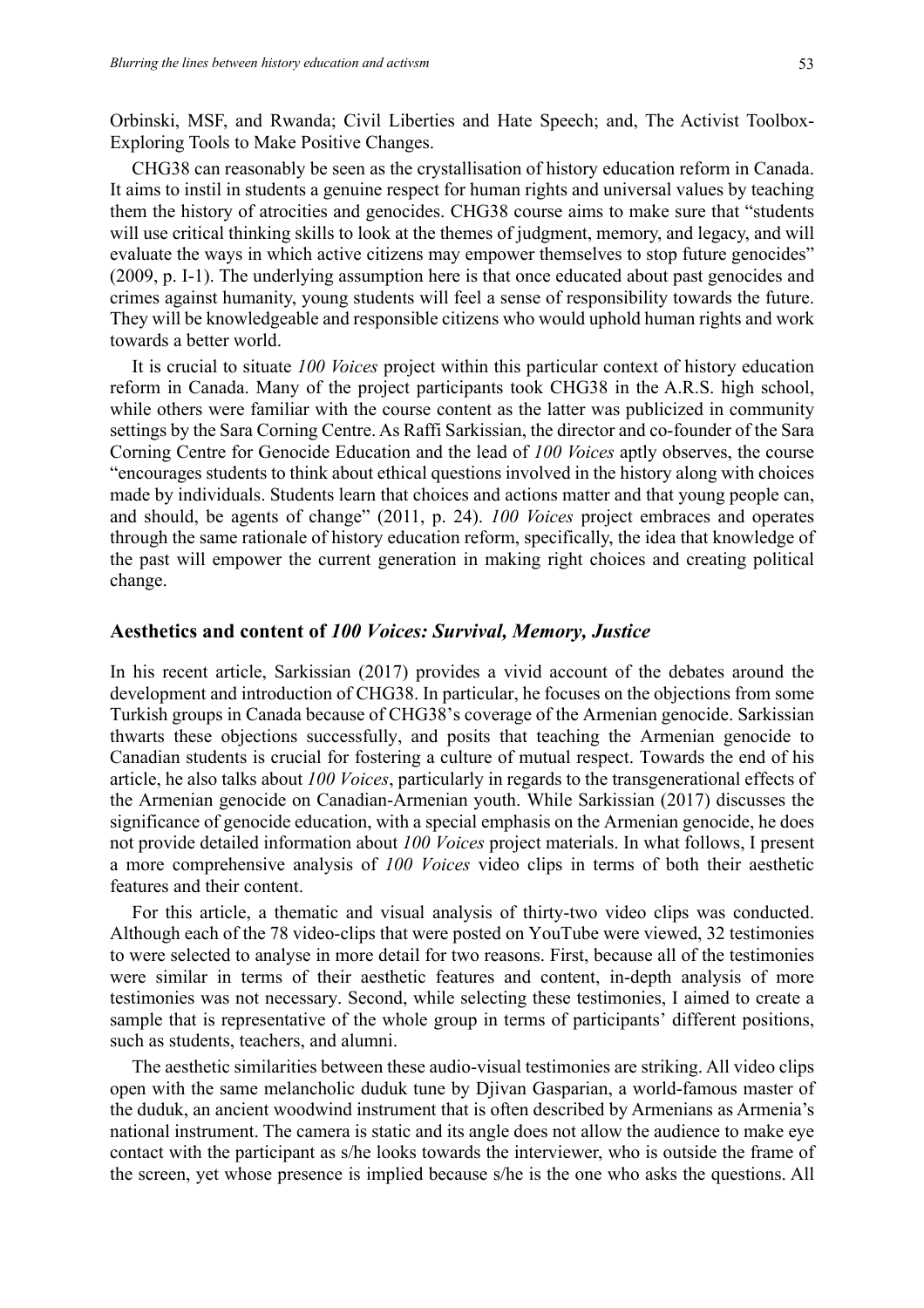Orbinski, MSF, and Rwanda; Civil Liberties and Hate Speech; and, The Activist Toolbox-Exploring Tools to Make Positive Changes.

CHG38 can reasonably be seen as the crystallisation of history education reform in Canada. It aims to instil in students a genuine respect for human rights and universal values by teaching them the history of atrocities and genocides. CHG38 course aims to make sure that "students will use critical thinking skills to look at the themes of judgment, memory, and legacy, and will evaluate the ways in which active citizens may empower themselves to stop future genocides" (2009, p. I-1). The underlying assumption here is that once educated about past genocides and crimes against humanity, young students will feel a sense of responsibility towards the future. They will be knowledgeable and responsible citizens who would uphold human rights and work towards a better world.

It is crucial to situate *100 Voices* project within this particular context of history education reform in Canada. Many of the project participants took CHG38 in the A.R.S. high school, while others were familiar with the course content as the latter was publicized in community settings by the Sara Corning Centre. As Raffi Sarkissian, the director and co-founder of the Sara Corning Centre for Genocide Education and the lead of *100 Voices* aptly observes, the course "encourages students to think about ethical questions involved in the history along with choices made by individuals. Students learn that choices and actions matter and that young people can, and should, be agents of change" (2011, p. 24). *100 Voices* project embraces and operates through the same rationale of history education reform, specifically, the idea that knowledge of the past will empower the current generation in making right choices and creating political change.

## Aesthetics and content of *100 Voices: Survival, Memory, Justice*

In his recent article, Sarkissian (2017) provides a vivid account of the debates around the development and introduction of CHG38. In particular, he focuses on the objections from some Turkish groups in Canada because of CHG38's coverage of the Armenian genocide. Sarkissian thwarts these objections successfully, and posits that teaching the Armenian genocide to Canadian students is crucial for fostering a culture of mutual respect. Towards the end of his article, he also talks about *100 Voices*, particularly in regards to the transgenerational effects of the Armenian genocide on Canadian-Armenian youth. While Sarkissian (2017) discusses the significance of genocide education, with a special emphasis on the Armenian genocide, he does not provide detailed information about *100 Voices* project materials. In what follows, I present a more comprehensive analysis of *100 Voices* video clips in terms of both their aesthetic features and their content.

For this article, a thematic and visual analysis of thirty-two video clips was conducted. Although each of the 78 video-clips that were posted on YouTube were viewed, 32 testimonies to were selected to analyse in more detail for two reasons. First, because all of the testimonies were similar in terms of their aesthetic features and content, in-depth analysis of more testimonies was not necessary. Second, while selecting these testimonies, I aimed to create a sample that is representative of the whole group in terms of participants' different positions, such as students, teachers, and alumni.

The aesthetic similarities between these audio-visual testimonies are striking. All video clips open with the same melancholic duduk tune by Djivan Gasparian, a world-famous master of the duduk, an ancient woodwind instrument that is often described by Armenians as Armenia's national instrument. The camera is static and its angle does not allow the audience to make eye contact with the participant as s/he looks towards the interviewer, who is outside the frame of the screen, yet whose presence is implied because s/he is the one who asks the questions. All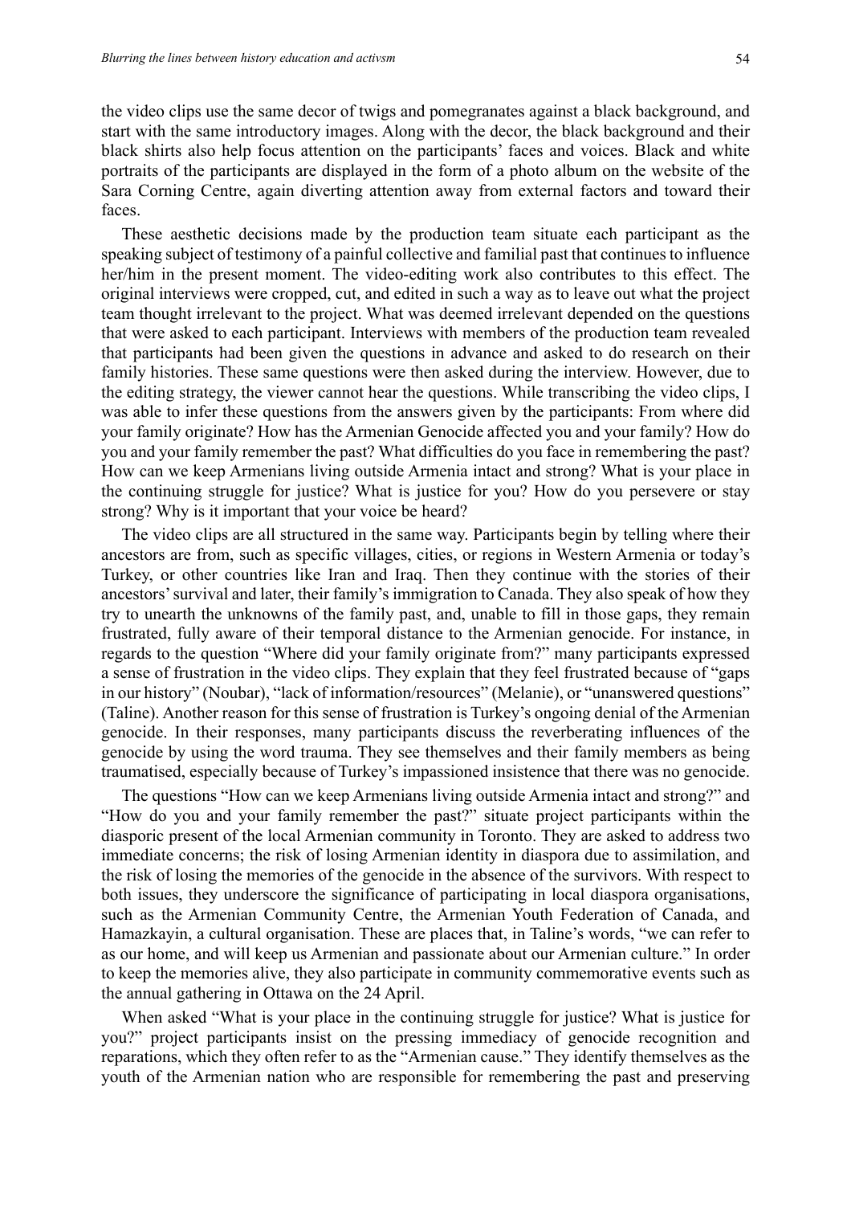the video clips use the same decor of twigs and pomegranates against a black background, and start with the same introductory images. Along with the decor, the black background and their black shirts also help focus attention on the participants' faces and voices. Black and white portraits of the participants are displayed in the form of a photo album on the website of the Sara Corning Centre, again diverting attention away from external factors and toward their faces.

These aesthetic decisions made by the production team situate each participant as the speaking subject of testimony of a painful collective and familial past that continues to influence her/him in the present moment. The video-editing work also contributes to this effect. The original interviews were cropped, cut, and edited in such a way as to leave out what the project team thought irrelevant to the project. What was deemed irrelevant depended on the questions that were asked to each participant. Interviews with members of the production team revealed that participants had been given the questions in advance and asked to do research on their family histories. These same questions were then asked during the interview. However, due to the editing strategy, the viewer cannot hear the questions. While transcribing the video clips, I was able to infer these questions from the answers given by the participants: From where did your family originate? How has the Armenian Genocide affected you and your family? How do you and your family remember the past? What difficulties do you face in remembering the past? How can we keep Armenians living outside Armenia intact and strong? What is your place in the continuing struggle for justice? What is justice for you? How do you persevere or stay strong? Why is it important that your voice be heard?

The video clips are all structured in the same way. Participants begin by telling where their ancestors are from, such as specific villages, cities, or regions in Western Armenia or today's Turkey, or other countries like Iran and Iraq. Then they continue with the stories of their ancestors' survival and later, their family's immigration to Canada. They also speak of how they try to unearth the unknowns of the family past, and, unable to fill in those gaps, they remain frustrated, fully aware of their temporal distance to the Armenian genocide. For instance, in regards to the question "Where did your family originate from?" many participants expressed a sense of frustration in the video clips. They explain that they feel frustrated because of "gaps in our history" (Noubar), "lack of information/resources" (Melanie), or "unanswered questions" (Taline). Another reason for this sense of frustration is Turkey's ongoing denial of the Armenian genocide. In their responses, many participants discuss the reverberating influences of the genocide by using the word trauma. They see themselves and their family members as being traumatised, especially because of Turkey's impassioned insistence that there was no genocide.

The questions "How can we keep Armenians living outside Armenia intact and strong?" and "How do you and your family remember the past?" situate project participants within the diasporic present of the local Armenian community in Toronto. They are asked to address two immediate concerns; the risk of losing Armenian identity in diaspora due to assimilation, and the risk of losing the memories of the genocide in the absence of the survivors. With respect to both issues, they underscore the significance of participating in local diaspora organisations, such as the Armenian Community Centre, the Armenian Youth Federation of Canada, and Hamazkayin, a cultural organisation. These are places that, in Taline's words, "we can refer to as our home, and will keep us Armenian and passionate about our Armenian culture." In order to keep the memories alive, they also participate in community commemorative events such as the annual gathering in Ottawa on the 24 April.

When asked "What is your place in the continuing struggle for justice? What is justice for you?" project participants insist on the pressing immediacy of genocide recognition and reparations, which they often refer to as the "Armenian cause." They identify themselves as the youth of the Armenian nation who are responsible for remembering the past and preserving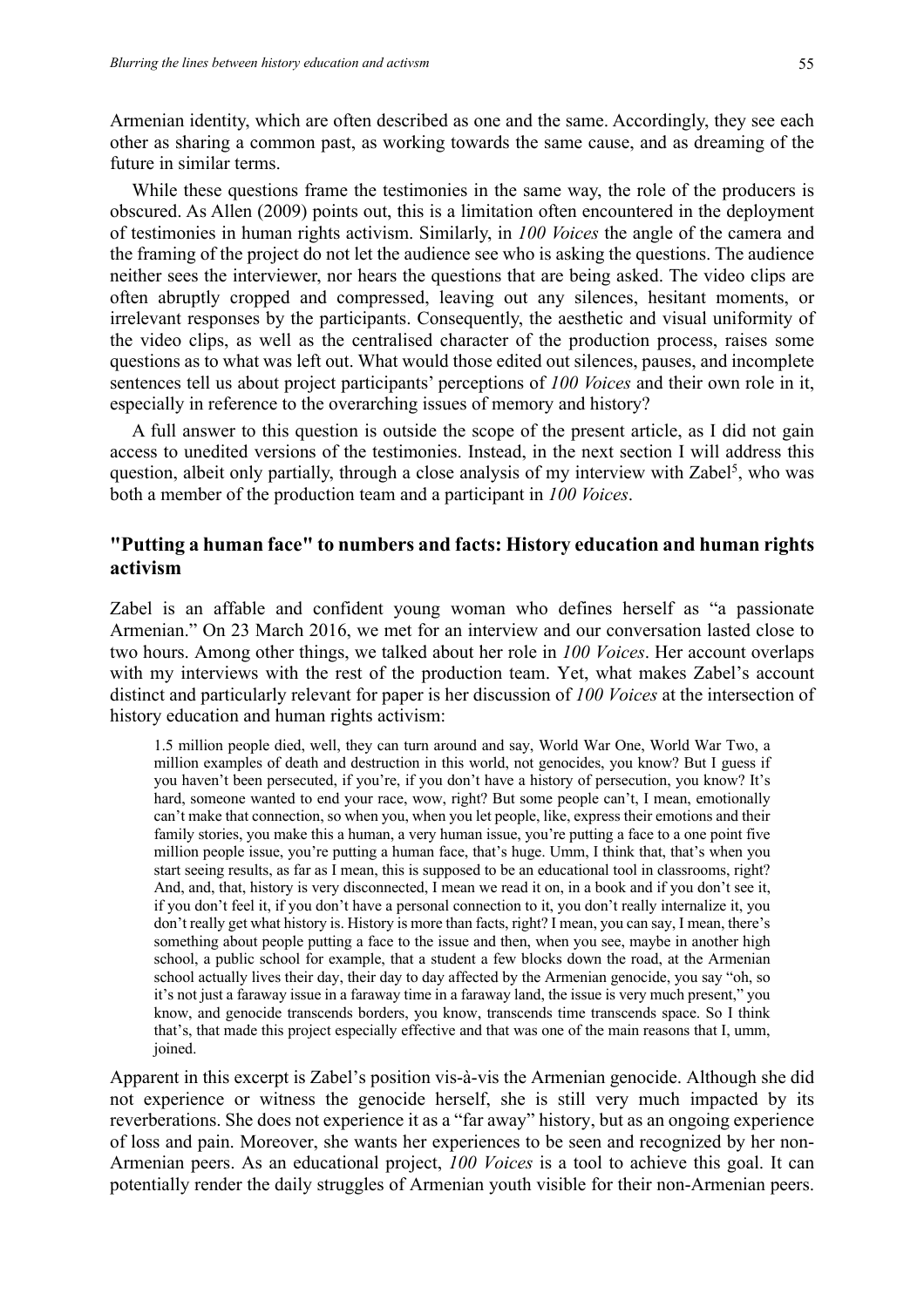Armenian identity, which are often described as one and the same. Accordingly, they see each other as sharing a common past, as working towards the same cause, and as dreaming of the future in similar terms.

While these questions frame the testimonies in the same way, the role of the producers is obscured. As Allen (2009) points out, this is a limitation often encountered in the deployment of testimonies in human rights activism. Similarly, in *100 Voices* the angle of the camera and the framing of the project do not let the audience see who is asking the questions. The audience neither sees the interviewer, nor hears the questions that are being asked. The video clips are often abruptly cropped and compressed, leaving out any silences, hesitant moments, or irrelevant responses by the participants. Consequently, the aesthetic and visual uniformity of the video clips, as well as the centralised character of the production process, raises some questions as to what was left out. What would those edited out silences, pauses, and incomplete sentences tell us about project participants' perceptions of *100 Voices* and their own role in it, especially in reference to the overarching issues of memory and history?

A full answer to this question is outside the scope of the present article, as I did not gain access to unedited versions of the testimonies. Instead, in the next section I will address this question, albeit only partially, through a close analysis of my interview with Zabel[5], who was both a member of the production team and a participant in *100 Voices*.

## "Putting a human face" to numbers and facts: History education and human rights activism

Zabel is an affable and confident young woman who defines herself as "a passionate Armenian." On 23 March 2016, we met for an interview and our conversation lasted close to two hours. Among other things, we talked about her role in *100 Voices*. Her account overlaps with my interviews with the rest of the production team. Yet, what makes Zabel's account distinct and particularly relevant for paper is her discussion of *100 Voices* at the intersection of history education and human rights activism:

> 1.5 million people died, well, they can turn around and say, World War One, World War Two, a million examples of death and destruction in this world, not genocides, you know? But I guess if you haven't been persecuted, if you're, if you don't have a history of persecution, you know? It's hard, someone wanted to end your race, wow, right? But some people can't, I mean, emotionally can't make that connection, so when you, when you let people, like, express their emotions and their family stories, you make this a human, a very human issue, you're putting a face to a one point five million people issue, you're putting a human face, that's huge. Umm, I think that, that's when you start seeing results, as far as I mean, this is supposed to be an educational tool in classrooms, right? And, and, that, history is very disconnected, I mean we read it on, in a book and if you don't see it, if you don't feel it, if you don't have a personal connection to it, you don't really internalize it, you don't really get what history is. History is more than facts, right? I mean, you can say, I mean, there's something about people putting a face to the issue and then, when you see, maybe in another high school, a public school for example, that a student a few blocks down the road, at the Armenian school actually lives their day, their day to day affected by the Armenian genocide, you say "oh, so it's not just a faraway issue in a faraway time in a faraway land, the issue is very much present," you know, and genocide transcends borders, you know, transcends time transcends space. So I think that's, that made this project especially effective and that was one of the main reasons that I, umm, joined.

Apparent in this excerpt is Zabel's position vis-à-vis the Armenian genocide. Although she did not experience or witness the genocide herself, she is still very much impacted by its reverberations. She does not experience it as a "far away" history, but as an ongoing experience of loss and pain. Moreover, she wants her experiences to be seen and recognized by her non-Armenian peers. As an educational project, *100 Voices* is a tool to achieve this goal. It can potentially render the daily struggles of Armenian youth visible for their non-Armenian peers.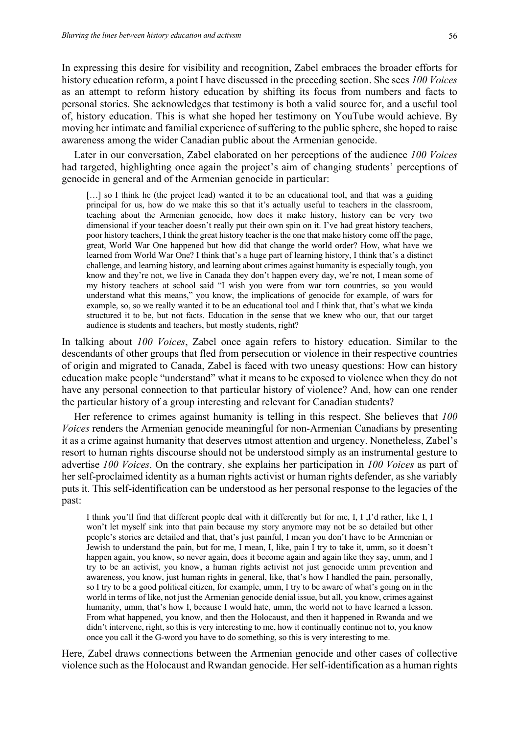In expressing this desire for visibility and recognition, Zabel embraces the broader efforts for history education reform, a point I have discussed in the preceding section. She sees *100 Voices* as an attempt to reform history education by shifting its focus from numbers and facts to personal stories. She acknowledges that testimony is both a valid source for, and a useful tool of, history education. This is what she hoped her testimony on YouTube would achieve. By moving her intimate and familial experience of suffering to the public sphere, she hoped to raise awareness among the wider Canadian public about the Armenian genocide.

Later in our conversation, Zabel elaborated on her perceptions of the audience *100 Voices* had targeted, highlighting once again the project's aim of changing students' perceptions of genocide in general and of the Armenian genocide in particular:

> […] so I think he (the project lead) wanted it to be an educational tool, and that was a guiding principal for us, how do we make this so that it's actually useful to teachers in the classroom, teaching about the Armenian genocide, how does it make history, history can be very two dimensional if your teacher doesn't really put their own spin on it. I've had great history teachers, poor history teachers, I think the great history teacher is the one that make history come off the page, great, World War One happened but how did that change the world order? How, what have we learned from World War One? I think that's a huge part of learning history, I think that's a distinct challenge, and learning history, and learning about crimes against humanity is especially tough, you know and they're not, we live in Canada they don't happen every day, we're not, I mean some of my history teachers at school said "I wish you were from war torn countries, so you would understand what this means," you know, the implications of genocide for example, of wars for example, so, so we really wanted it to be an educational tool and I think that, that's what we kinda structured it to be, but not facts. Education in the sense that we knew who our, that our target audience is students and teachers, but mostly students, right?

In talking about *100 Voices*, Zabel once again refers to history education. Similar to the descendants of other groups that fled from persecution or violence in their respective countries of origin and migrated to Canada, Zabel is faced with two uneasy questions: How can history education make people "understand" what it means to be exposed to violence when they do not have any personal connection to that particular history of violence? And, how can one render the particular history of a group interesting and relevant for Canadian students?

Her reference to crimes against humanity is telling in this respect. She believes that *100 Voices* renders the Armenian genocide meaningful for non-Armenian Canadians by presenting it as a crime against humanity that deserves utmost attention and urgency. Nonetheless, Zabel's resort to human rights discourse should not be understood simply as an instrumental gesture to advertise *100 Voices*. On the contrary, she explains her participation in *100 Voices* as part of her self-proclaimed identity as a human rights activist or human rights defender, as she variably puts it. This self-identification can be understood as her personal response to the legacies of the past:

> I think you'll find that different people deal with it differently but for me, I, I ,I'd rather, like I, I won't let myself sink into that pain because my story anymore may not be so detailed but other people's stories are detailed and that, that's just painful, I mean you don't have to be Armenian or Jewish to understand the pain, but for me, I mean, I, like, pain I try to take it, umm, so it doesn't happen again, you know, so never again, does it become again and again like they say, umm, and I try to be an activist, you know, a human rights activist not just genocide umm prevention and awareness, you know, just human rights in general, like, that's how I handled the pain, personally, so I try to be a good political citizen, for example, umm, I try to be aware of what's going on in the world in terms of like, not just the Armenian genocide denial issue, but all, you know, crimes against humanity, umm, that's how I, because I would hate, umm, the world not to have learned a lesson. From what happened, you know, and then the Holocaust, and then it happened in Rwanda and we didn't intervene, right, so this is very interesting to me, how it continually continue not to, you know once you call it the G-word you have to do something, so this is very interesting to me.

Here, Zabel draws connections between the Armenian genocide and other cases of collective violence such as the Holocaust and Rwandan genocide. Her self-identification as a human rights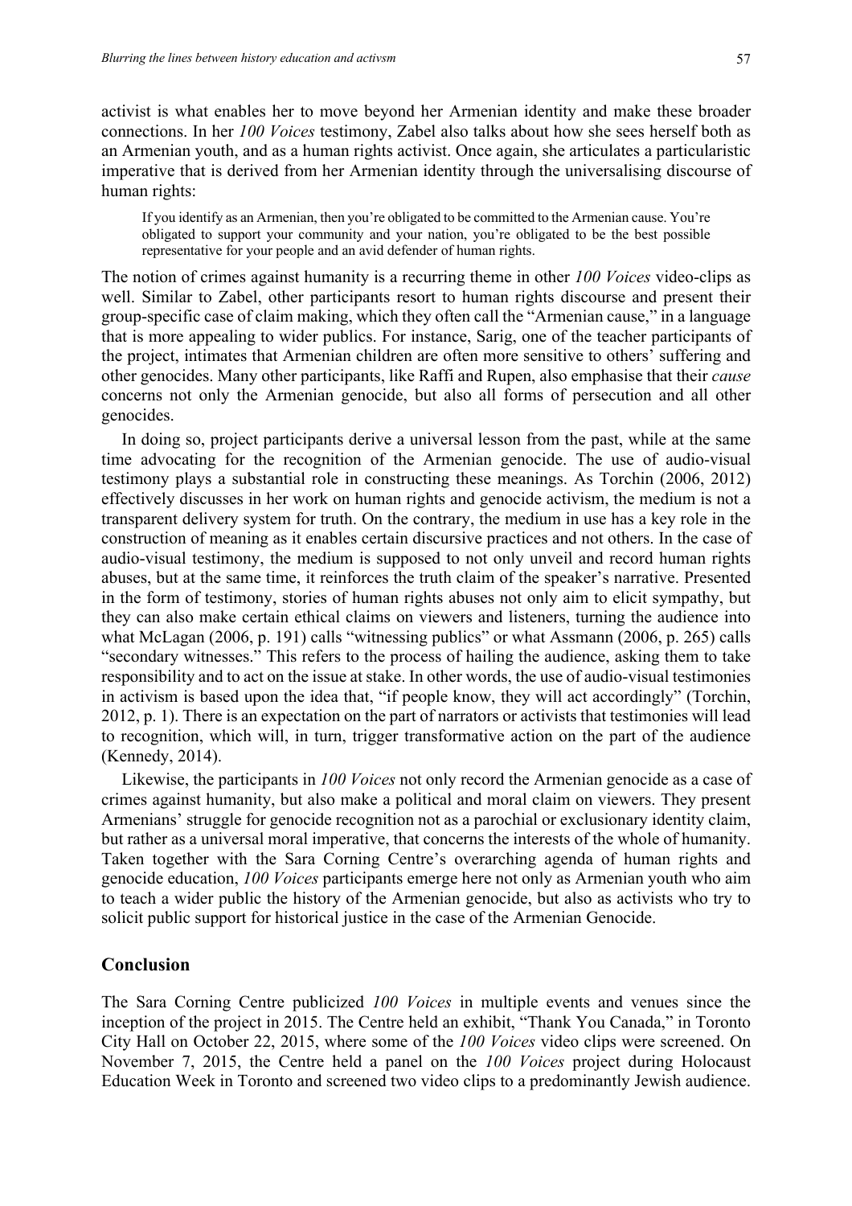activist is what enables her to move beyond her Armenian identity and make these broader connections. In her *100 Voices* testimony, Zabel also talks about how she sees herself both as an Armenian youth, and as a human rights activist. Once again, she articulates a particularistic imperative that is derived from her Armenian identity through the universalising discourse of human rights:

> If you identify as an Armenian, then you're obligated to be committed to the Armenian cause. You're obligated to support your community and your nation, you're obligated to be the best possible representative for your people and an avid defender of human rights.

The notion of crimes against humanity is a recurring theme in other *100 Voices* video-clips as well. Similar to Zabel, other participants resort to human rights discourse and present their group-specific case of claim making, which they often call the "Armenian cause," in a language that is more appealing to wider publics. For instance, Sarig, one of the teacher participants of the project, intimates that Armenian children are often more sensitive to others' suffering and other genocides. Many other participants, like Raffi and Rupen, also emphasise that their *cause* concerns not only the Armenian genocide, but also all forms of persecution and all other genocides.

In doing so, project participants derive a universal lesson from the past, while at the same time advocating for the recognition of the Armenian genocide. The use of audio-visual testimony plays a substantial role in constructing these meanings. As Torchin (2006, 2012) effectively discusses in her work on human rights and genocide activism, the medium is not a transparent delivery system for truth. On the contrary, the medium in use has a key role in the construction of meaning as it enables certain discursive practices and not others. In the case of audio-visual testimony, the medium is supposed to not only unveil and record human rights abuses, but at the same time, it reinforces the truth claim of the speaker's narrative. Presented in the form of testimony, stories of human rights abuses not only aim to elicit sympathy, but they can also make certain ethical claims on viewers and listeners, turning the audience into what McLagan (2006, p. 191) calls "witnessing publics" or what Assmann (2006, p. 265) calls "secondary witnesses." This refers to the process of hailing the audience, asking them to take responsibility and to act on the issue at stake. In other words, the use of audio-visual testimonies in activism is based upon the idea that, "if people know, they will act accordingly" (Torchin, 2012, p. 1). There is an expectation on the part of narrators or activists that testimonies will lead to recognition, which will, in turn, trigger transformative action on the part of the audience (Kennedy, 2014).

Likewise, the participants in *100 Voices* not only record the Armenian genocide as a case of crimes against humanity, but also make a political and moral claim on viewers. They present Armenians' struggle for genocide recognition not as a parochial or exclusionary identity claim, but rather as a universal moral imperative, that concerns the interests of the whole of humanity. Taken together with the Sara Corning Centre's overarching agenda of human rights and genocide education, *100 Voices* participants emerge here not only as Armenian youth who aim to teach a wider public the history of the Armenian genocide, but also as activists who try to solicit public support for historical justice in the case of the Armenian Genocide.

## Conclusion

The Sara Corning Centre publicized *100 Voices* in multiple events and venues since the inception of the project in 2015. The Centre held an exhibit, "Thank You Canada," in Toronto City Hall on October 22, 2015, where some of the *100 Voices* video clips were screened. On November 7, 2015, the Centre held a panel on the *100 Voices* project during Holocaust Education Week in Toronto and screened two video clips to a predominantly Jewish audience.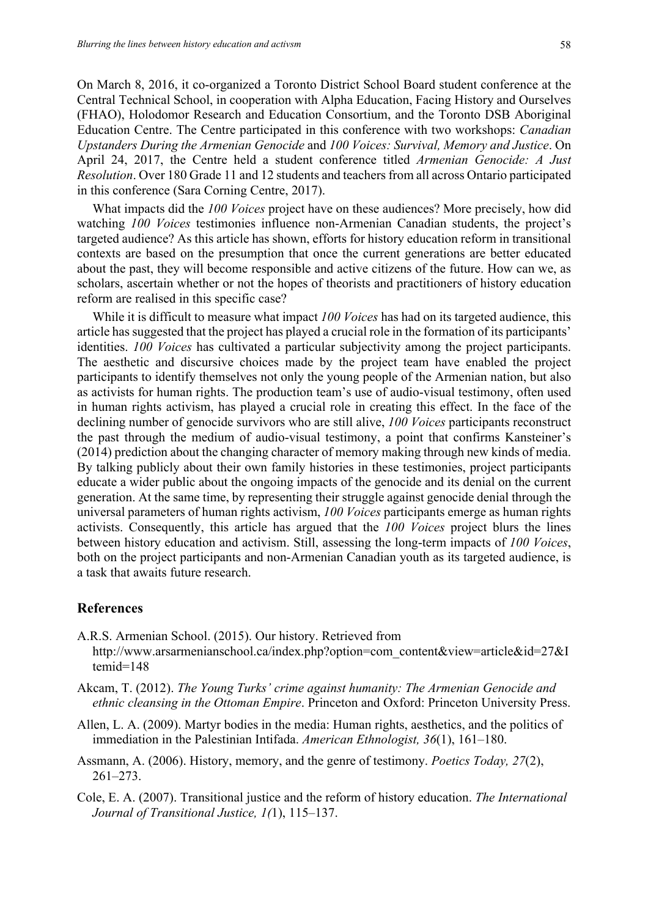On March 8, 2016, it co-organized a Toronto District School Board student conference at the Central Technical School, in cooperation with Alpha Education, Facing History and Ourselves (FHAO), Holodomor Research and Education Consortium, and the Toronto DSB Aboriginal Education Centre. The Centre participated in this conference with two workshops: *Canadian Upstanders During the Armenian Genocide* and *100 Voices: Survival, Memory and Justice*. On April 24, 2017, the Centre held a student conference titled *Armenian Genocide: A Just Resolution*. Over 180 Grade 11 and 12 students and teachers from all across Ontario participated in this conference (Sara Corning Centre, 2017).

What impacts did the *100 Voices* project have on these audiences? More precisely, how did watching *100 Voices* testimonies influence non-Armenian Canadian students, the project's targeted audience? As this article has shown, efforts for history education reform in transitional contexts are based on the presumption that once the current generations are better educated about the past, they will become responsible and active citizens of the future. How can we, as scholars, ascertain whether or not the hopes of theorists and practitioners of history education reform are realised in this specific case?

While it is difficult to measure what impact *100 Voices* has had on its targeted audience, this article has suggested that the project has played a crucial role in the formation of its participants' identities. *100 Voices* has cultivated a particular subjectivity among the project participants. The aesthetic and discursive choices made by the project team have enabled the project participants to identify themselves not only the young people of the Armenian nation, but also as activists for human rights. The production team's use of audio-visual testimony, often used in human rights activism, has played a crucial role in creating this effect. In the face of the declining number of genocide survivors who are still alive, *100 Voices* participants reconstruct the past through the medium of audio-visual testimony, a point that confirms Kansteiner's (2014) prediction about the changing character of memory making through new kinds of media. By talking publicly about their own family histories in these testimonies, project participants educate a wider public about the ongoing impacts of the genocide and its denial on the current generation. At the same time, by representing their struggle against genocide denial through the universal parameters of human rights activism, *100 Voices* participants emerge as human rights activists. Consequently, this article has argued that the *100 Voices* project blurs the lines between history education and activism. Still, assessing the long-term impacts of *100 Voices*, both on the project participants and non-Armenian Canadian youth as its targeted audience, is a task that awaits future research.

## References

A.R.S. Armenian School. (2015). Our history. Retrieved from http://www.arsarmenianschool.ca/index.php?option=com_content&view=article&id=27&Itemid=148

Akcam, T. (2012). *The Young Turks' crime against humanity: The Armenian Genocide and ethnic cleansing in the Ottoman Empire*. Princeton and Oxford: Princeton University Press.

Allen, L. A. (2009). Martyr bodies in the media: Human rights, aesthetics, and the politics of immediation in the Palestinian Intifada. *American Ethnologist, 36*(1), 161–180.

Assmann, A. (2006). History, memory, and the genre of testimony. *Poetics Today, 27*(2), 261–273.

Cole, E. A. (2007). Transitional justice and the reform of history education. *The International Journal of Transitional Justice, 1(*1), 115–137.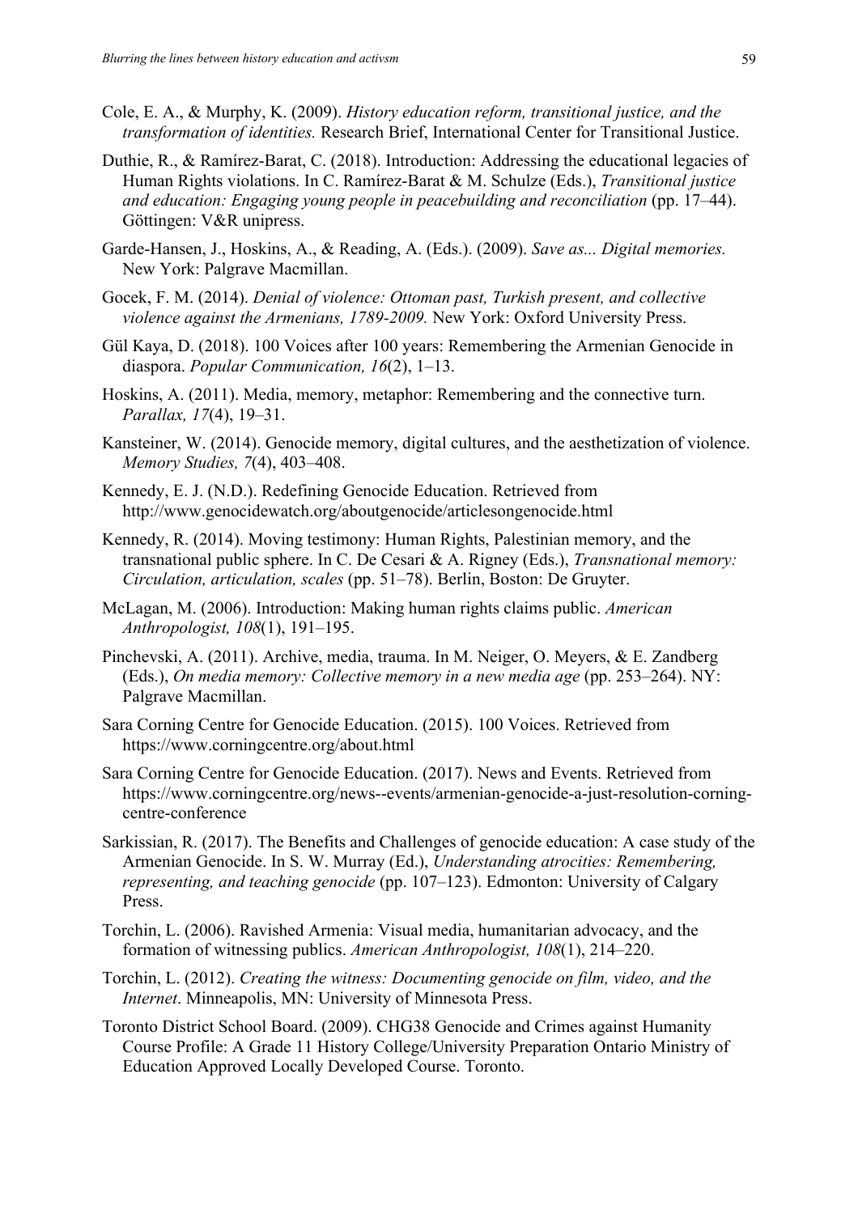Cole, E. A., & Murphy, K. (2009). *History education reform, transitional justice, and the transformation of identities.* Research Brief, International Center for Transitional Justice.

Duthie, R., & Ramírez-Barat, C. (2018). Introduction: Addressing the educational legacies of Human Rights violations. In C. Ramírez-Barat & M. Schulze (Eds.), *Transitional justice and education: Engaging young people in peacebuilding and reconciliation* (pp. 17–44). Göttingen: V&R unipress.

Garde-Hansen, J., Hoskins, A., & Reading, A. (Eds.). (2009). *Save as... Digital memories.* New York: Palgrave Macmillan.

Gocek, F. M. (2014). *Denial of violence: Ottoman past, Turkish present, and collective violence against the Armenians, 1789-2009.* New York: Oxford University Press.

Gül Kaya, D. (2018). 100 Voices after 100 years: Remembering the Armenian Genocide in diaspora. *Popular Communication, 16*(2), 1–13.

Hoskins, A. (2011). Media, memory, metaphor: Remembering and the connective turn. *Parallax, 17*(4), 19–31.

Kansteiner, W. (2014). Genocide memory, digital cultures, and the aesthetization of violence. *Memory Studies, 7*(4), 403–408.

Kennedy, E. J. (N.D.). Redefining Genocide Education. Retrieved from http://www.genocidewatch.org/aboutgenocide/articlesongenocide.html

Kennedy, R. (2014). Moving testimony: Human Rights, Palestinian memory, and the transnational public sphere. In C. De Cesari & A. Rigney (Eds.), *Transnational memory: Circulation, articulation, scales* (pp. 51–78). Berlin, Boston: De Gruyter.

McLagan, M. (2006). Introduction: Making human rights claims public. *American Anthropologist, 108*(1), 191–195.

Pinchevski, A. (2011). Archive, media, trauma. In M. Neiger, O. Meyers, & E. Zandberg (Eds.), *On media memory: Collective memory in a new media age* (pp. 253–264). NY: Palgrave Macmillan.

Sara Corning Centre for Genocide Education. (2015). 100 Voices. Retrieved from https://www.corningcentre.org/about.html

Sara Corning Centre for Genocide Education. (2017). News and Events. Retrieved from https://www.corningcentre.org/news--events/armenian-genocide-a-just-resolution-corning-centre-conference

Sarkissian, R. (2017). The Benefits and Challenges of genocide education: A case study of the Armenian Genocide. In S. W. Murray (Ed.), *Understanding atrocities: Remembering, representing, and teaching genocide* (pp. 107–123). Edmonton: University of Calgary Press.

Torchin, L. (2006). Ravished Armenia: Visual media, humanitarian advocacy, and the formation of witnessing publics. *American Anthropologist, 108*(1), 214–220.

Torchin, L. (2012). *Creating the witness: Documenting genocide on film, video, and the Internet*. Minneapolis, MN: University of Minnesota Press.

Toronto District School Board. (2009). CHG38 Genocide and Crimes against Humanity Course Profile: A Grade 11 History College/University Preparation Ontario Ministry of Education Approved Locally Developed Course. Toronto.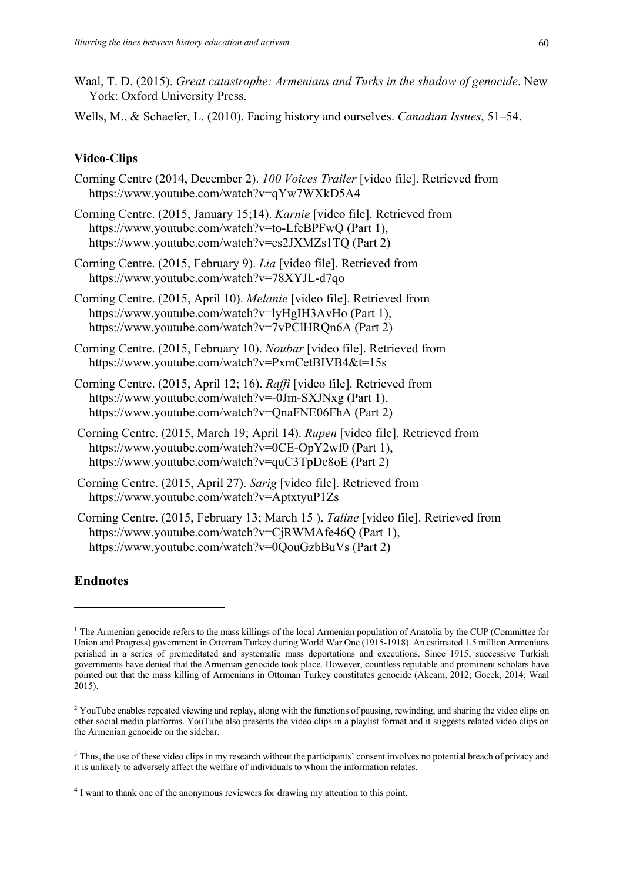Waal, T. D. (2015). *Great catastrophe: Armenians and Turks in the shadow of genocide*. New York: Oxford University Press.

Wells, M., & Schaefer, L. (2010). Facing history and ourselves. *Canadian Issues*, 51–54.

### Video-Clips

Corning Centre (2014, December 2). *100 Voices Trailer* [video file]. Retrieved from https://www.youtube.com/watch?v=qYw7WXkD5A4

Corning Centre. (2015, January 15;14). *Karnie* [video file]. Retrieved from https://www.youtube.com/watch?v=to-LfeBPFwQ (Part 1), https://www.youtube.com/watch?v=es2JXMZs1TQ (Part 2)

Corning Centre. (2015, February 9). *Lia* [video file]. Retrieved from https://www.youtube.com/watch?v=78XYJL-d7qo

Corning Centre. (2015, April 10). *Melanie* [video file]. Retrieved from https://www.youtube.com/watch?v=lyHgIH3AvHo (Part 1), https://www.youtube.com/watch?v=7vPClHRQn6A (Part 2)

Corning Centre. (2015, February 10). *Noubar* [video file]. Retrieved from https://www.youtube.com/watch?v=PxmCetBIVB4&t=15s

Corning Centre. (2015, April 12; 16). *Raffi* [video file]. Retrieved from https://www.youtube.com/watch?v=-0Jm-SXJNxg (Part 1), https://www.youtube.com/watch?v=QnaFNE06FhA (Part 2)

Corning Centre. (2015, March 19; April 14). *Rupen* [video file]. Retrieved from https://www.youtube.com/watch?v=0CE-OpY2wf0 (Part 1), https://www.youtube.com/watch?v=quC3TpDe8oE (Part 2)

Corning Centre. (2015, April 27). *Sarig* [video file]. Retrieved from https://www.youtube.com/watch?v=AptxtyuP1Zs

Corning Centre. (2015, February 13; March 15 ). *Taline* [video file]. Retrieved from https://www.youtube.com/watch?v=CjRWMAfe46Q (Part 1), https://www.youtube.com/watch?v=0QouGzbBuVs (Part 2)

## Endnotes

[1] The Armenian genocide refers to the mass killings of the local Armenian population of Anatolia by the CUP (Committee for Union and Progress) government in Ottoman Turkey during World War One (1915-1918). An estimated 1.5 million Armenians perished in a series of premeditated and systematic mass deportations and executions. Since 1915, successive Turkish governments have denied that the Armenian genocide took place. However, countless reputable and prominent scholars have pointed out that the mass killing of Armenians in Ottoman Turkey constitutes genocide (Akcam, 2012; Gocek, 2014; Waal 2015).

[2] YouTube enables repeated viewing and replay, along with the functions of pausing, rewinding, and sharing the video clips on other social media platforms. YouTube also presents the video clips in a playlist format and it suggests related video clips on the Armenian genocide on the sidebar.

[3] Thus, the use of these video clips in my research without the participants' consent involves no potential breach of privacy and it is unlikely to adversely affect the welfare of individuals to whom the information relates.

[4] I want to thank one of the anonymous reviewers for drawing my attention to this point.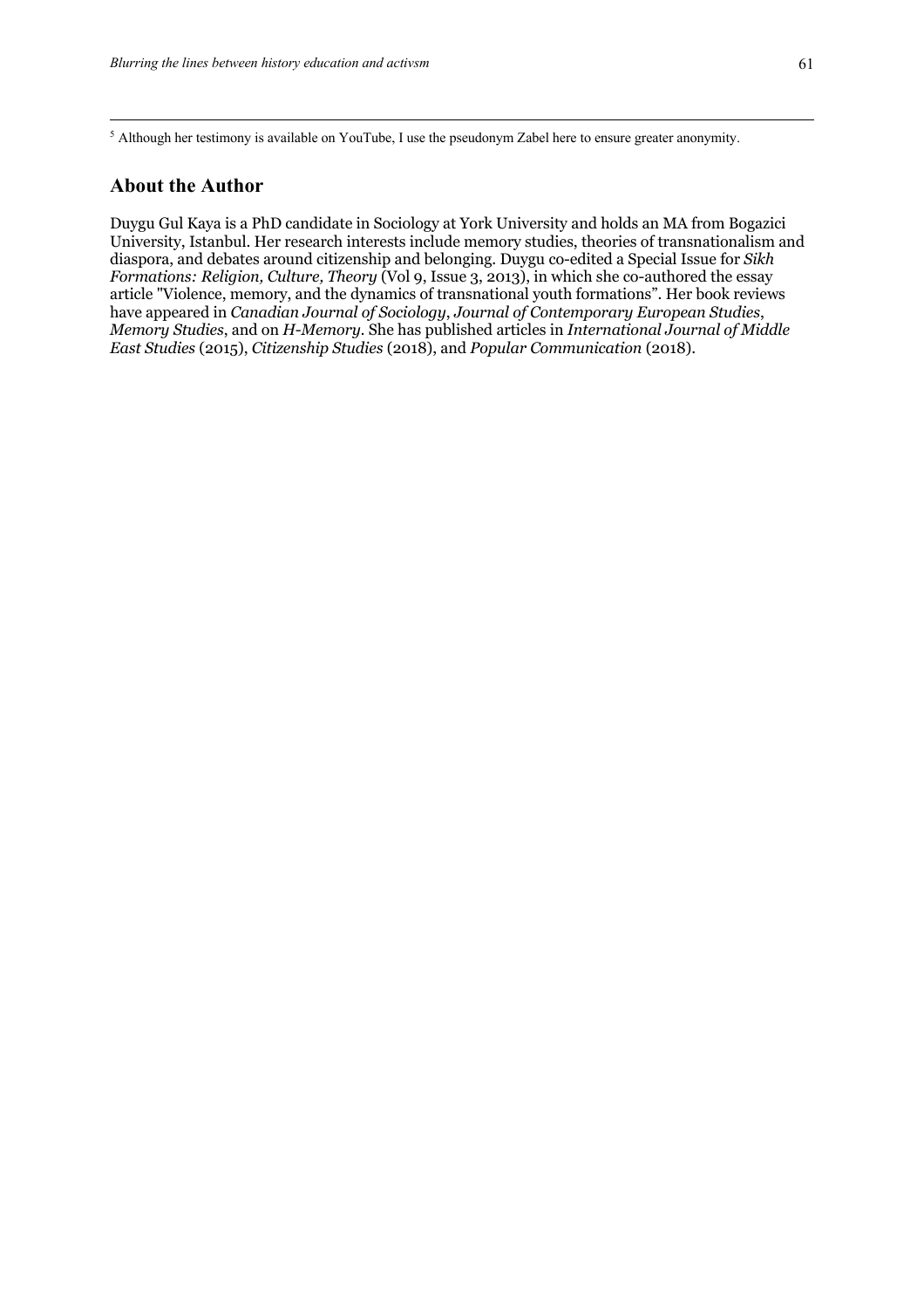[5] Although her testimony is available on YouTube, I use the pseudonym Zabel here to ensure greater anonymity.

## About the Author

Duygu Gul Kaya is a PhD candidate in Sociology at York University and holds an MA from Bogazici University, Istanbul. Her research interests include memory studies, theories of transnationalism and diaspora, and debates around citizenship and belonging. Duygu co-edited a Special Issue for *Sikh Formations: Religion, Culture, Theory* (Vol 9, Issue 3, 2013), in which she co-authored the essay article "Violence, memory, and the dynamics of transnational youth formations". Her book reviews have appeared in *Canadian Journal of Sociology*, *Journal of Contemporary European Studies*, *Memory Studies*, and on *H-Memory*. She has published articles in *International Journal of Middle East Studies* (2015), *Citizenship Studies* (2018), and *Popular Communication* (2018).